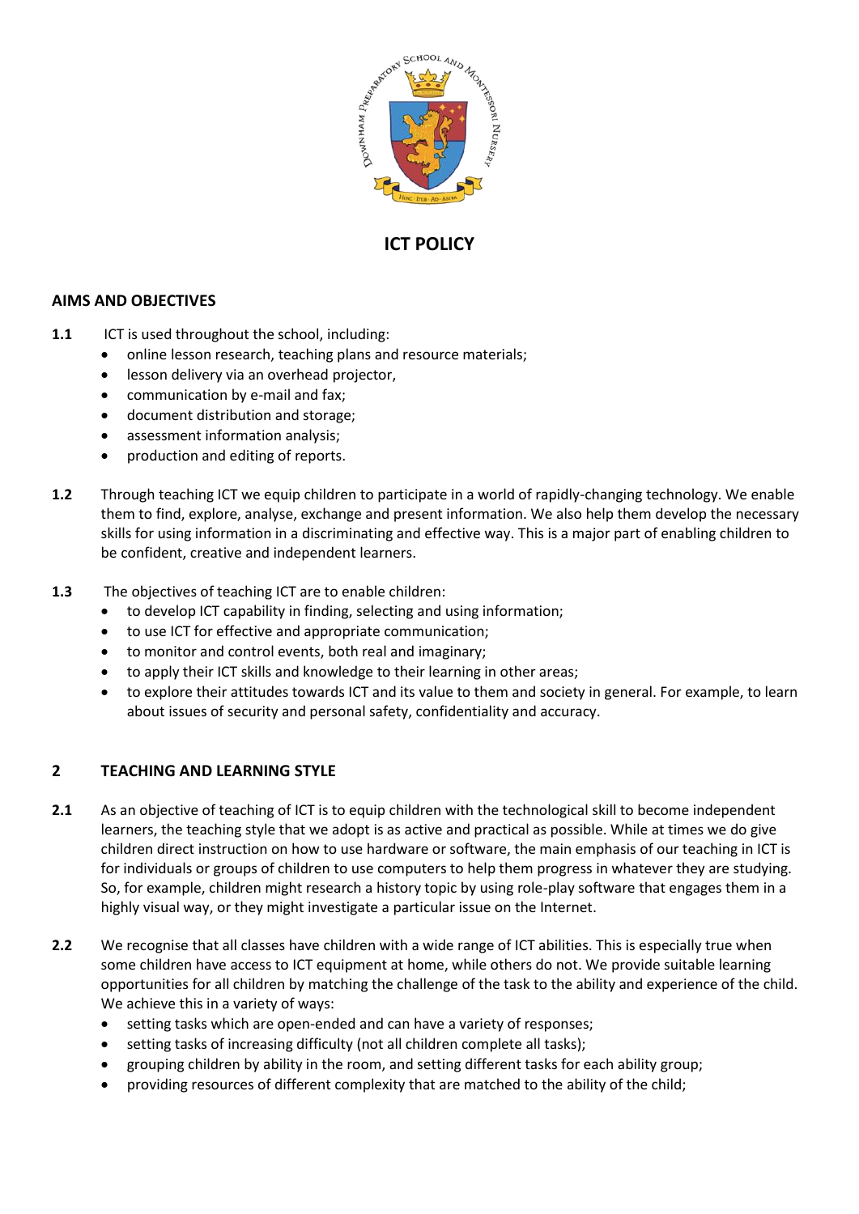# ICT POLICY

## AIMS AND OBJECTIVES

**1.1** ICT is used throughout the school, including:

- online lesson research, teaching plans and resource materials;
- lesson delivery via an overhead projector,
- communication by e-mail and fax;
- document distribution and storage;
- assessment information analysis;
- production and editing of reports.

**1.2** Through teaching ICT we equip children to participate in a world of rapidly-changing technology. We enable them to find, explore, analyse, exchange and present information. We also help them develop the necessary skills for using information in a discriminating and effective way. This is a major part of enabling children to be confident, creative and independent learners.

**1.3** The objectives of teaching ICT are to enable children:

- to develop ICT capability in finding, selecting and using information;
- to use ICT for effective and appropriate communication;
- to monitor and control events, both real and imaginary;
- to apply their ICT skills and knowledge to their learning in other areas;
- to explore their attitudes towards ICT and its value to them and society in general. For example, to learn about issues of security and personal safety, confidentiality and accuracy.

## 2 TEACHING AND LEARNING STYLE

**2.1** As an objective of teaching of ICT is to equip children with the technological skill to become independent learners, the teaching style that we adopt is as active and practical as possible. While at times we do give children direct instruction on how to use hardware or software, the main emphasis of our teaching in ICT is for individuals or groups of children to use computers to help them progress in whatever they are studying. So, for example, children might research a history topic by using role-play software that engages them in a highly visual way, or they might investigate a particular issue on the Internet.

**2.2** We recognise that all classes have children with a wide range of ICT abilities. This is especially true when some children have access to ICT equipment at home, while others do not. We provide suitable learning opportunities for all children by matching the challenge of the task to the ability and experience of the child. We achieve this in a variety of ways:

- setting tasks which are open-ended and can have a variety of responses;
- setting tasks of increasing difficulty (not all children complete all tasks);
- grouping children by ability in the room, and setting different tasks for each ability group;
- providing resources of different complexity that are matched to the ability of the child;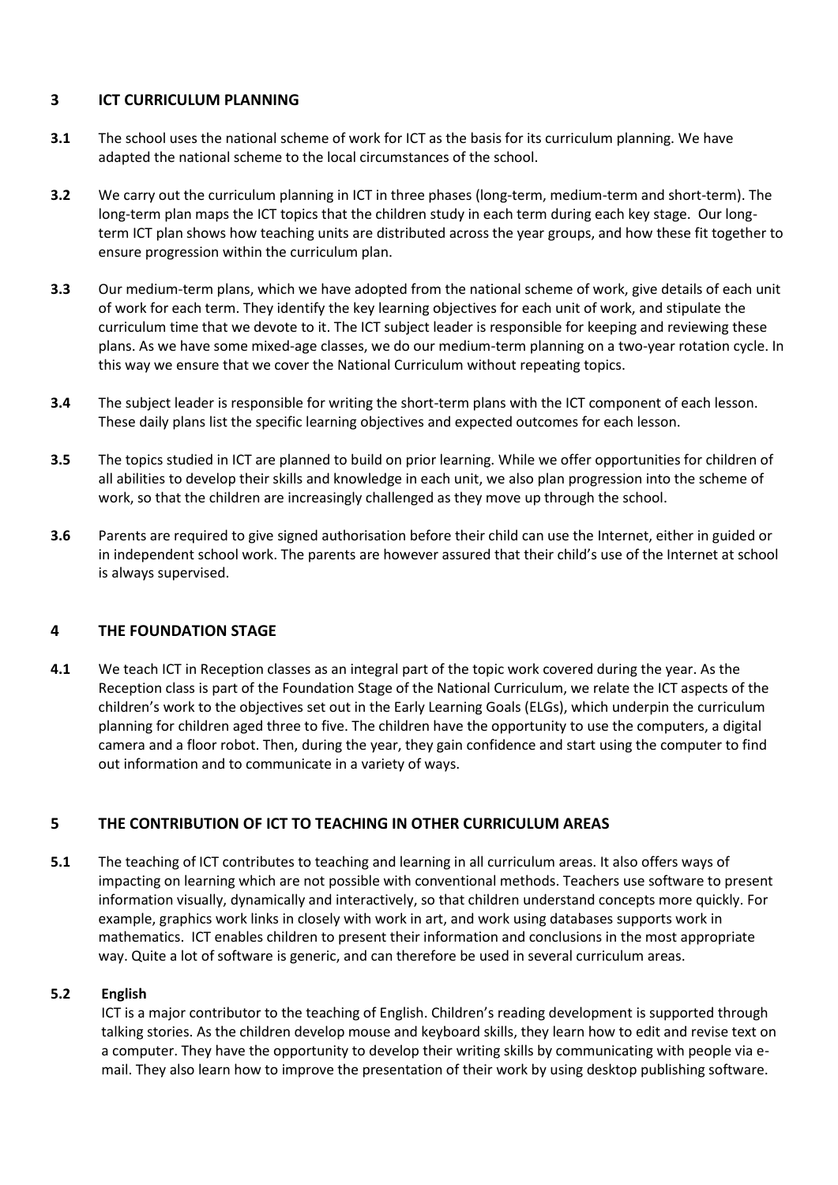## 3 ICT CURRICULUM PLANNING

**3.1** The school uses the national scheme of work for ICT as the basis for its curriculum planning. We have adapted the national scheme to the local circumstances of the school.

**3.2** We carry out the curriculum planning in ICT in three phases (long-term, medium-term and short-term). The long-term plan maps the ICT topics that the children study in each term during each key stage. Our long-term ICT plan shows how teaching units are distributed across the year groups, and how these fit together to ensure progression within the curriculum plan.

**3.3** Our medium-term plans, which we have adopted from the national scheme of work, give details of each unit of work for each term. They identify the key learning objectives for each unit of work, and stipulate the curriculum time that we devote to it. The ICT subject leader is responsible for keeping and reviewing these plans. As we have some mixed-age classes, we do our medium-term planning on a two-year rotation cycle. In this way we ensure that we cover the National Curriculum without repeating topics.

**3.4** The subject leader is responsible for writing the short-term plans with the ICT component of each lesson. These daily plans list the specific learning objectives and expected outcomes for each lesson.

**3.5** The topics studied in ICT are planned to build on prior learning. While we offer opportunities for children of all abilities to develop their skills and knowledge in each unit, we also plan progression into the scheme of work, so that the children are increasingly challenged as they move up through the school.

**3.6** Parents are required to give signed authorisation before their child can use the Internet, either in guided or in independent school work. The parents are however assured that their child's use of the Internet at school is always supervised.

## 4 THE FOUNDATION STAGE

**4.1** We teach ICT in Reception classes as an integral part of the topic work covered during the year. As the Reception class is part of the Foundation Stage of the National Curriculum, we relate the ICT aspects of the children's work to the objectives set out in the Early Learning Goals (ELGs), which underpin the curriculum planning for children aged three to five. The children have the opportunity to use the computers, a digital camera and a floor robot. Then, during the year, they gain confidence and start using the computer to find out information and to communicate in a variety of ways.

## 5 THE CONTRIBUTION OF ICT TO TEACHING IN OTHER CURRICULUM AREAS

**5.1** The teaching of ICT contributes to teaching and learning in all curriculum areas. It also offers ways of impacting on learning which are not possible with conventional methods. Teachers use software to present information visually, dynamically and interactively, so that children understand concepts more quickly. For example, graphics work links in closely with work in art, and work using databases supports work in mathematics. ICT enables children to present their information and conclusions in the most appropriate way. Quite a lot of software is generic, and can therefore be used in several curriculum areas.

**5.2 English**

ICT is a major contributor to the teaching of English. Children's reading development is supported through talking stories. As the children develop mouse and keyboard skills, they learn how to edit and revise text on a computer. They have the opportunity to develop their writing skills by communicating with people via e-mail. They also learn how to improve the presentation of their work by using desktop publishing software.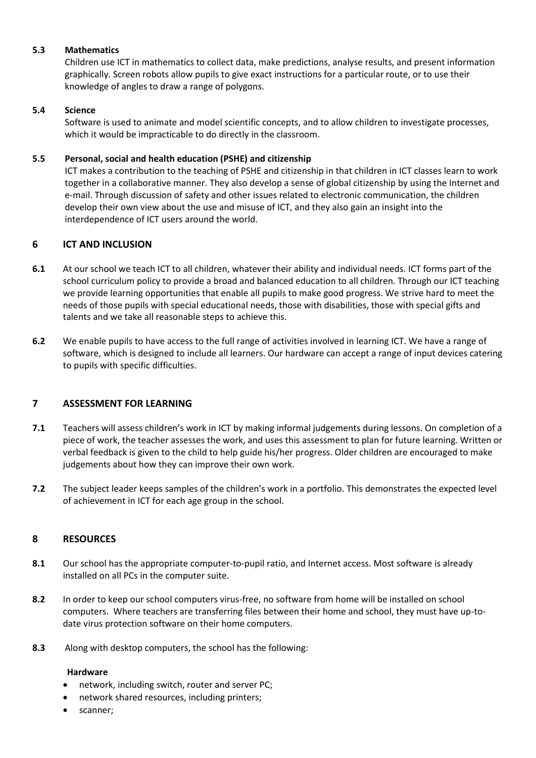### 5.3 Mathematics

Children use ICT in mathematics to collect data, make predictions, analyse results, and present information graphically. Screen robots allow pupils to give exact instructions for a particular route, or to use their knowledge of angles to draw a range of polygons.

### 5.4 Science

Software is used to animate and model scientific concepts, and to allow children to investigate processes, which it would be impracticable to do directly in the classroom.

### 5.5 Personal, social and health education (PSHE) and citizenship

ICT makes a contribution to the teaching of PSHE and citizenship in that children in ICT classes learn to work together in a collaborative manner. They also develop a sense of global citizenship by using the Internet and e-mail. Through discussion of safety and other issues related to electronic communication, the children develop their own view about the use and misuse of ICT, and they also gain an insight into the interdependence of ICT users around the world.

## 6 ICT AND INCLUSION

**6.1** At our school we teach ICT to all children, whatever their ability and individual needs. ICT forms part of the school curriculum policy to provide a broad and balanced education to all children. Through our ICT teaching we provide learning opportunities that enable all pupils to make good progress. We strive hard to meet the needs of those pupils with special educational needs, those with disabilities, those with special gifts and talents and we take all reasonable steps to achieve this.

**6.2** We enable pupils to have access to the full range of activities involved in learning ICT. We have a range of software, which is designed to include all learners. Our hardware can accept a range of input devices catering to pupils with specific difficulties.

## 7 ASSESSMENT FOR LEARNING

**7.1** Teachers will assess children's work in ICT by making informal judgements during lessons. On completion of a piece of work, the teacher assesses the work, and uses this assessment to plan for future learning. Written or verbal feedback is given to the child to help guide his/her progress. Older children are encouraged to make judgements about how they can improve their own work.

**7.2** The subject leader keeps samples of the children's work in a portfolio. This demonstrates the expected level of achievement in ICT for each age group in the school.

## 8 RESOURCES

**8.1** Our school has the appropriate computer-to-pupil ratio, and Internet access. Most software is already installed on all PCs in the computer suite.

**8.2** In order to keep our school computers virus-free, no software from home will be installed on school computers. Where teachers are transferring files between their home and school, they must have up-to-date virus protection software on their home computers.

**8.3** Along with desktop computers, the school has the following:

**Hardware**

- network, including switch, router and server PC;
- network shared resources, including printers;
- scanner;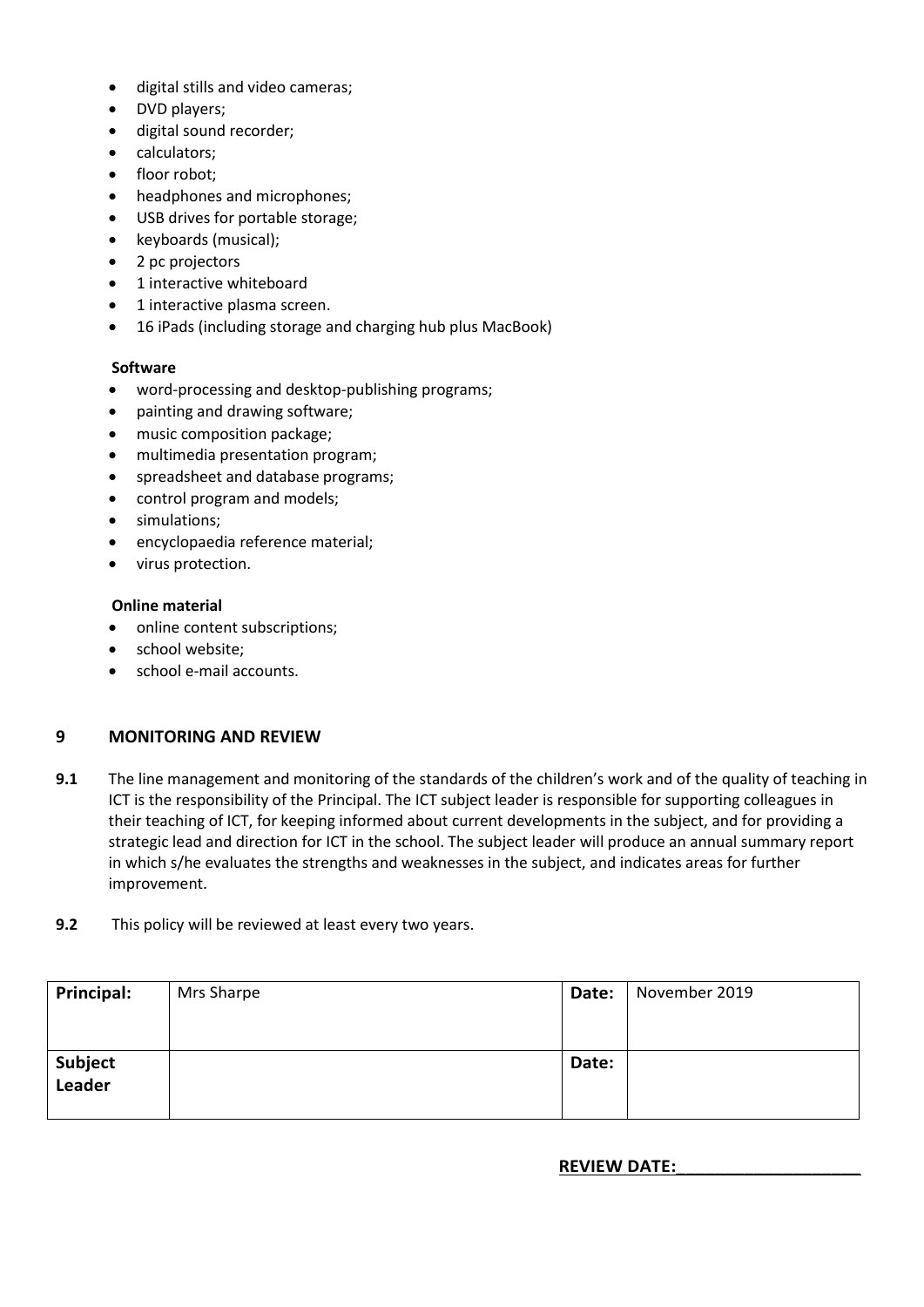- digital stills and video cameras;
- DVD players;
- digital sound recorder;
- calculators;
- floor robot;
- headphones and microphones;
- USB drives for portable storage;
- keyboards (musical);
- 2 pc projectors
- 1 interactive whiteboard
- 1 interactive plasma screen.
- 16 iPads (including storage and charging hub plus MacBook)

**Software**

- word-processing and desktop-publishing programs;
- painting and drawing software;
- music composition package;
- multimedia presentation program;
- spreadsheet and database programs;
- control program and models;
- simulations;
- encyclopaedia reference material;
- virus protection.

**Online material**

- online content subscriptions;
- school website;
- school e-mail accounts.

## 9 MONITORING AND REVIEW

**9.1** The line management and monitoring of the standards of the children's work and of the quality of teaching in ICT is the responsibility of the Principal. The ICT subject leader is responsible for supporting colleagues in their teaching of ICT, for keeping informed about current developments in the subject, and for providing a strategic lead and direction for ICT in the school. The subject leader will produce an annual summary report in which s/he evaluates the strengths and weaknesses in the subject, and indicates areas for further improvement.

**9.2** This policy will be reviewed at least every two years.

| | | | |
|---|---|---|---|
| **Principal:** | Mrs Sharpe | **Date:** | November 2019 |
| **Subject Leader** | | **Date:** | |

**REVIEW DATE:____________________**